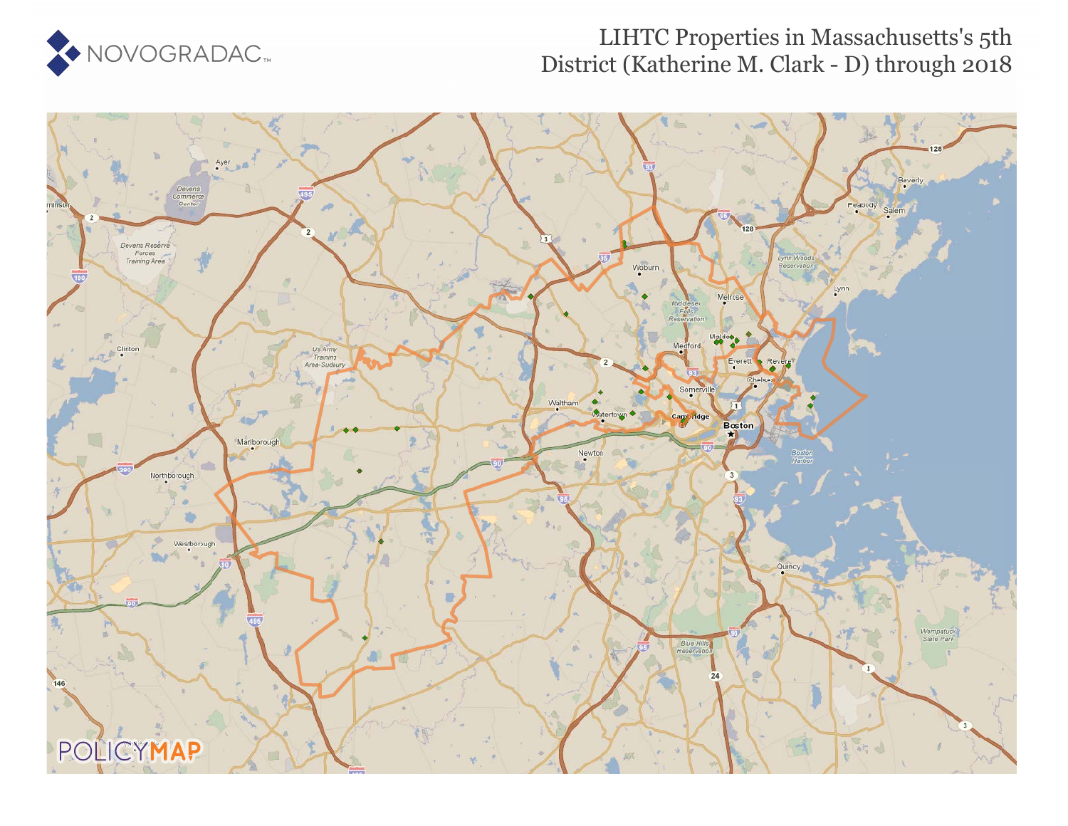NOVOGRADAC

# LIHTC Properties in Massachusetts's 5th District (Katherine M. Clark - D) through 2018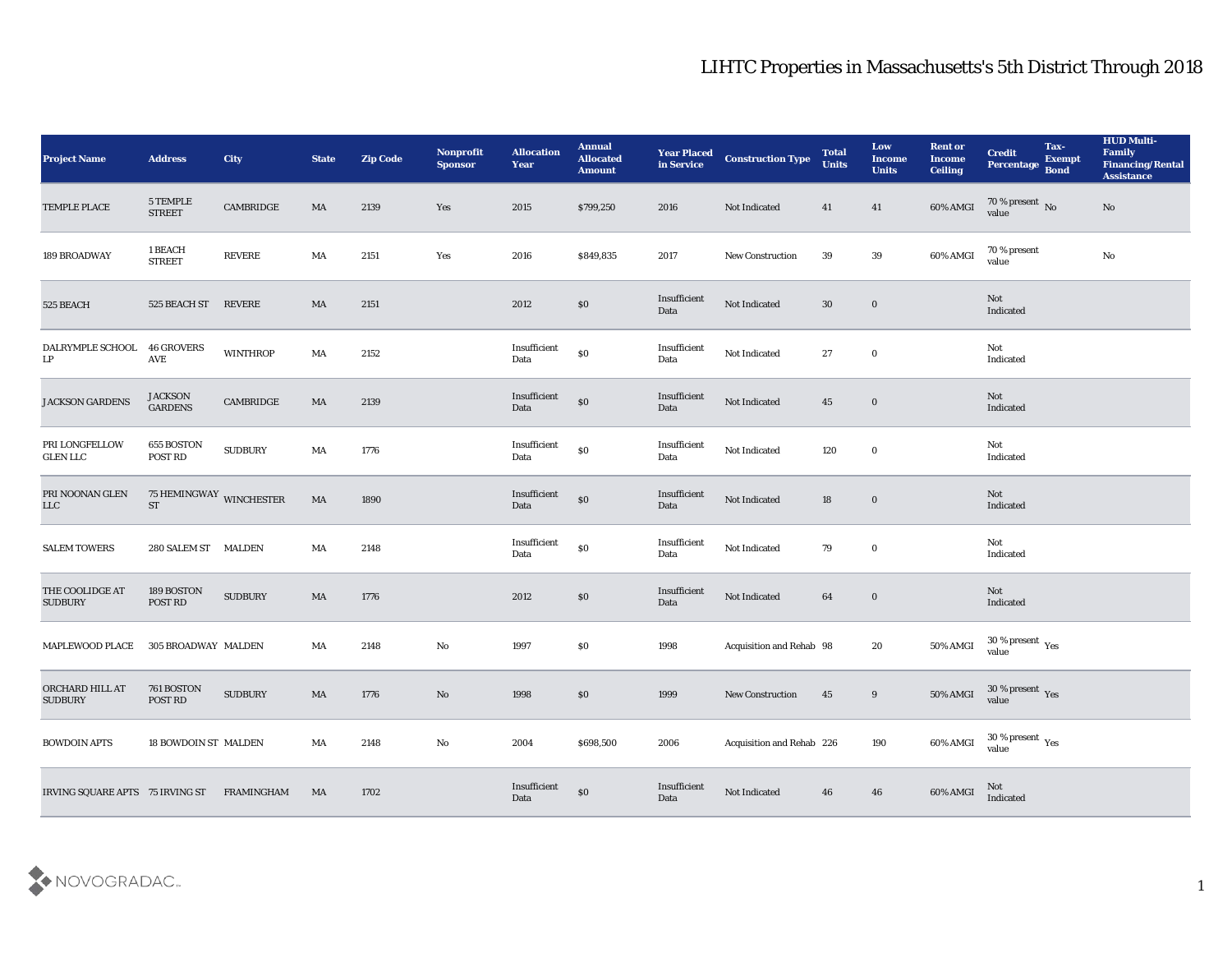# LIHTC Properties in Massachusetts's 5th District Through 2018

| Project Name | Address | City | State | Zip Code | Nonprofit Sponsor | Allocation Year | Annual Allocated Amount | Year Placed in Service | Construction Type | Total Units | Low Income Units | Rent or Income Ceiling | Credit Percentage | Tax-Exempt Bond | HUD Multi-Family Financing/Rental Assistance |
|---|---|---|---|---|---|---|---|---|---|---|---|---|---|---|---|
| TEMPLE PLACE | 5 TEMPLE STREET | CAMBRIDGE | MA | 2139 | Yes | 2015 | $799,250 | 2016 | Not Indicated | 41 | 41 | 60% AMGI | 70 % present value | No | No |
| 189 BROADWAY | 1 BEACH STREET | REVERE | MA | 2151 | Yes | 2016 | $849,835 | 2017 | New Construction | 39 | 39 | 60% AMGI | 70 % present value | | No |
| 525 BEACH | 525 BEACH ST | REVERE | MA | 2151 | | 2012 | $0 | Insufficient Data | Not Indicated | 30 | 0 | | Not Indicated | | |
| DALRYMPLE SCHOOL LP | 46 GROVERS AVE | WINTHROP | MA | 2152 | | Insufficient Data | $0 | Insufficient Data | Not Indicated | 27 | 0 | | Not Indicated | | |
| JACKSON GARDENS | JACKSON GARDENS | CAMBRIDGE | MA | 2139 | | Insufficient Data | $0 | Insufficient Data | Not Indicated | 45 | 0 | | Not Indicated | | |
| PRI LONGFELLOW GLEN LLC | 655 BOSTON POST RD | SUDBURY | MA | 1776 | | Insufficient Data | $0 | Insufficient Data | Not Indicated | 120 | 0 | | Not Indicated | | |
| PRI NOONAN GLEN LLC | 75 HEMINGWAY ST | WINCHESTER | MA | 1890 | | Insufficient Data | $0 | Insufficient Data | Not Indicated | 18 | 0 | | Not Indicated | | |
| SALEM TOWERS | 280 SALEM ST | MALDEN | MA | 2148 | | Insufficient Data | $0 | Insufficient Data | Not Indicated | 79 | 0 | | Not Indicated | | |
| THE COOLIDGE AT SUDBURY | 189 BOSTON POST RD | SUDBURY | MA | 1776 | | 2012 | $0 | Insufficient Data | Not Indicated | 64 | 0 | | Not Indicated | | |
| MAPLEWOOD PLACE | 305 BROADWAY | MALDEN | MA | 2148 | No | 1997 | $0 | 1998 | Acquisition and Rehab | 98 | 20 | 50% AMGI | 30 % present value | Yes | |
| ORCHARD HILL AT SUDBURY | 761 BOSTON POST RD | SUDBURY | MA | 1776 | No | 1998 | $0 | 1999 | New Construction | 45 | 9 | 50% AMGI | 30 % present value | Yes | |
| BOWDOIN APTS | 18 BOWDOIN ST | MALDEN | MA | 2148 | No | 2004 | $698,500 | 2006 | Acquisition and Rehab | 226 | 190 | 60% AMGI | 30 % present value | Yes | |
| IRVING SQUARE APTS | 75 IRVING ST | FRAMINGHAM | MA | 1702 | | Insufficient Data | $0 | Insufficient Data | Not Indicated | 46 | 46 | 60% AMGI | Not Indicated | | |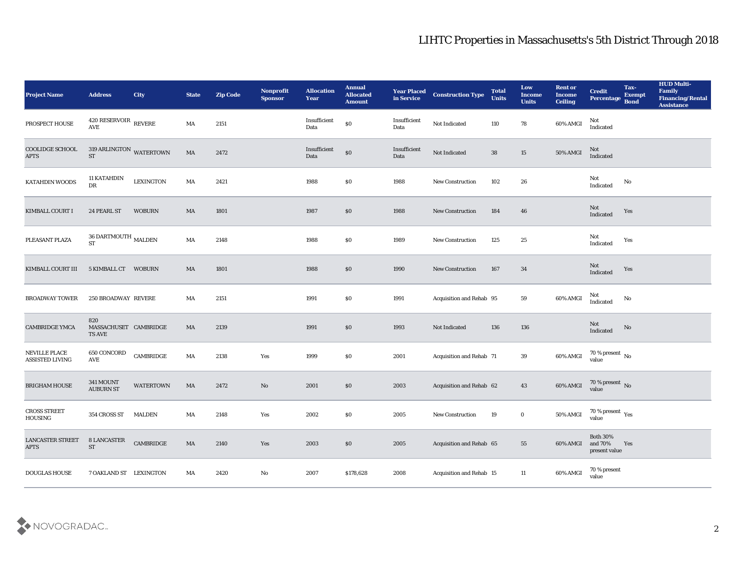# LIHTC Properties in Massachusetts's 5th District Through 2018

| Project Name | Address | City | State | Zip Code | Nonprofit Sponsor | Allocation Year | Annual Allocated Amount | Year Placed in Service | Construction Type | Total Units | Low Income Units | Rent or Income Ceiling | Credit Percentage | Tax-Exempt Bond | HUD Multi-Family Financing/Rental Assistance |
|---|---|---|---|---|---|---|---|---|---|---|---|---|---|---|---|
| PROSPECT HOUSE | 420 RESERVOIR AVE | REVERE | MA | 2151 | | Insufficient Data | $0 | Insufficient Data | Not Indicated | 110 | 78 | 60% AMGI | Not Indicated | | |
| COOLIDGE SCHOOL APTS | 319 ARLINGTON ST | WATERTOWN | MA | 2472 | | Insufficient Data | $0 | Insufficient Data | Not Indicated | 38 | 15 | 50% AMGI | Not Indicated | | |
| KATAHDIN WOODS | 11 KATAHDIN DR | LEXINGTON | MA | 2421 | | 1988 | $0 | 1988 | New Construction | 102 | 26 | | Not Indicated | No | |
| KIMBALL COURT I | 24 PEARL ST | WOBURN | MA | 1801 | | 1987 | $0 | 1988 | New Construction | 184 | 46 | | Not Indicated | Yes | |
| PLEASANT PLAZA | 36 DARTMOUTH ST | MALDEN | MA | 2148 | | 1988 | $0 | 1989 | New Construction | 125 | 25 | | Not Indicated | Yes | |
| KIMBALL COURT III | 5 KIMBALL CT | WOBURN | MA | 1801 | | 1988 | $0 | 1990 | New Construction | 167 | 34 | | Not Indicated | Yes | |
| BROADWAY TOWER | 250 BROADWAY | REVERE | MA | 2151 | | 1991 | $0 | 1991 | Acquisition and Rehab | 95 | 59 | 60% AMGI | Not Indicated | No | |
| CAMBRIDGE YMCA | 820 MASSACHUSETTS AVE | CAMBRIDGE | MA | 2139 | | 1991 | $0 | 1993 | Not Indicated | 136 | 136 | | Not Indicated | No | |
| NEVILLE PLACE ASSISTED LIVING | 650 CONCORD AVE | CAMBRIDGE | MA | 2138 | Yes | 1999 | $0 | 2001 | Acquisition and Rehab | 71 | 39 | 60% AMGI | 70 % present value | No | |
| BRIGHAM HOUSE | 341 MOUNT AUBURN ST | WATERTOWN | MA | 2472 | No | 2001 | $0 | 2003 | Acquisition and Rehab | 62 | 43 | 60% AMGI | 70 % present value | No | |
| CROSS STREET HOUSING | 354 CROSS ST | MALDEN | MA | 2148 | Yes | 2002 | $0 | 2005 | New Construction | 19 | 0 | 50% AMGI | 70 % present value | Yes | |
| LANCASTER STREET APTS | 8 LANCASTER ST | CAMBRIDGE | MA | 2140 | Yes | 2003 | $0 | 2005 | Acquisition and Rehab | 65 | 55 | 60% AMGI | Both 30% and 70% present value | Yes | |
| DOUGLAS HOUSE | 7 OAKLAND ST | LEXINGTON | MA | 2420 | No | 2007 | $178,628 | 2008 | Acquisition and Rehab | 15 | 11 | 60% AMGI | 70 % present value | | |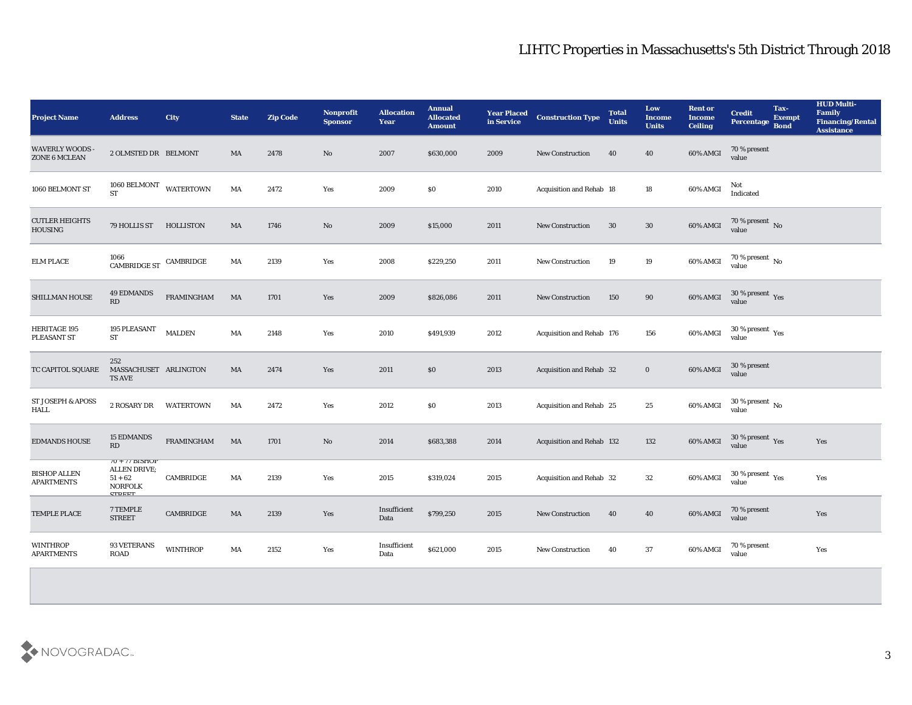# LIHTC Properties in Massachusetts's 5th District Through 2018

| Project Name | Address | City | State | Zip Code | Nonprofit Sponsor | Allocation Year | Annual Allocated Amount | Year Placed in Service | Construction Type | Total Units | Low Income Units | Rent or Income Ceiling | Credit Percentage | Tax-Exempt Bond | HUD Multi-Family Financing/Rental Assistance |
|---|---|---|---|---|---|---|---|---|---|---|---|---|---|---|---|
| WAVERLY WOODS - ZONE 6 MCLEAN | 2 OLMSTED DR | BELMONT | MA | 2478 | No | 2007 | $630,000 | 2009 | New Construction | 40 | 40 | 60% AMGI | 70 % present value | | |
| 1060 BELMONT ST | 1060 BELMONT ST | WATERTOWN | MA | 2472 | Yes | 2009 | $0 | 2010 | Acquisition and Rehab | 18 | 18 | 60% AMGI | Not Indicated | | |
| CUTLER HEIGHTS HOUSING | 79 HOLLIS ST | HOLLISTON | MA | 1746 | No | 2009 | $15,000 | 2011 | New Construction | 30 | 30 | 60% AMGI | 70 % present value | No | |
| ELM PLACE | 1066 CAMBRIDGE ST | CAMBRIDGE | MA | 2139 | Yes | 2008 | $229,250 | 2011 | New Construction | 19 | 19 | 60% AMGI | 70 % present value | No | |
| SHILLMAN HOUSE | 49 EDMANDS RD | FRAMINGHAM | MA | 1701 | Yes | 2009 | $826,086 | 2011 | New Construction | 150 | 90 | 60% AMGI | 30 % present value | Yes | |
| HERITAGE 195 PLEASANT ST | 195 PLEASANT ST | MALDEN | MA | 2148 | Yes | 2010 | $491,939 | 2012 | Acquisition and Rehab | 176 | 156 | 60% AMGI | 30 % present value | Yes | |
| TC CAPITOL SQUARE | 252 MASSACHUSETTS AVE | ARLINGTON | MA | 2474 | Yes | 2011 | $0 | 2013 | Acquisition and Rehab | 32 | 0 | 60% AMGI | 30 % present value | | |
| ST JOSEPH & APOSS HALL | 2 ROSARY DR | WATERTOWN | MA | 2472 | Yes | 2012 | $0 | 2013 | Acquisition and Rehab | 25 | 25 | 60% AMGI | 30 % present value | No | |
| EDMANDS HOUSE | 15 EDMANDS RD | FRAMINGHAM | MA | 1701 | No | 2014 | $683,388 | 2014 | Acquisition and Rehab | 132 | 132 | 60% AMGI | 30 % present value | Yes | Yes |
| BISHOP ALLEN APARTMENTS | 70 + 77 BISHOP ALLEN DRIVE; 51 + 62 NORFOLK STREET | CAMBRIDGE | MA | 2139 | Yes | 2015 | $319,024 | 2015 | Acquisition and Rehab | 32 | 32 | 60% AMGI | 30 % present value | Yes | Yes |
| TEMPLE PLACE | 7 TEMPLE STREET | CAMBRIDGE | MA | 2139 | Yes | Insufficient Data | $799,250 | 2015 | New Construction | 40 | 40 | 60% AMGI | 70 % present value | | Yes |
| WINTHROP APARTMENTS | 93 VETERANS ROAD | WINTHROP | MA | 2152 | Yes | Insufficient Data | $621,000 | 2015 | New Construction | 40 | 37 | 60% AMGI | 70 % present value | | Yes |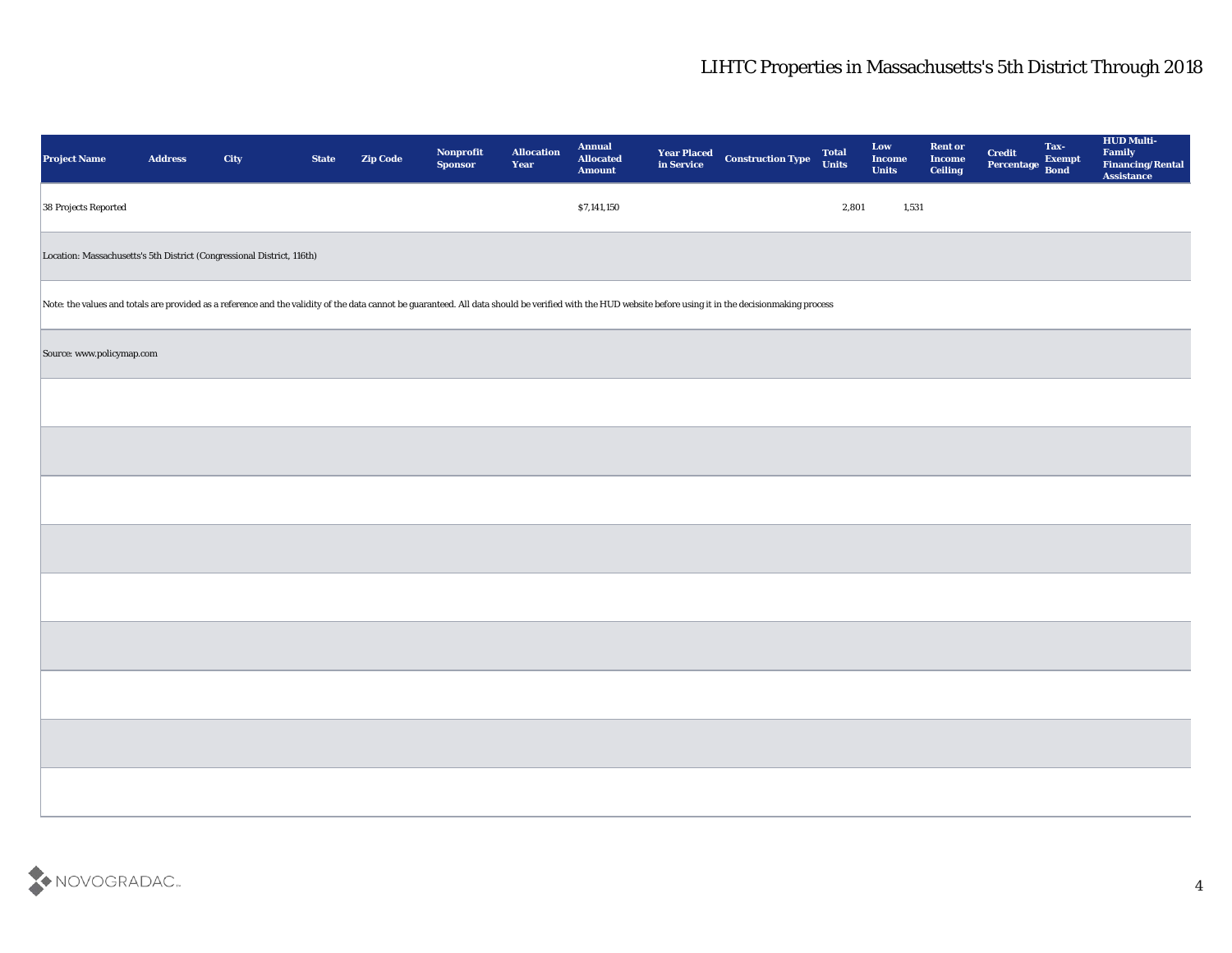| Project Name | Address | City | State | Zip Code | Nonprofit Sponsor | Allocation Year | Annual Allocated Amount | Year Placed in Service | Construction Type | Total Units | Low Income Units | Rent or Income Ceiling | Credit Percentage | Tax-Exempt Bond | HUD Multi-Family Financing/Rental Assistance |
|---|---|---|---|---|---|---|---|---|---|---|---|---|---|---|---|
| 38 Projects Reported | | | | | | | $7,141,150 | | | 2,801 | 1,531 | | | | |
| Location: Massachusetts's 5th District (Congressional District, 116th) | | | | | | | | | | | | | | | |
| Note: the values and totals are provided as a reference and the validity of the data cannot be guaranteed. All data should be verified with the HUD website before using it in the decisionmaking process | | | | | | | | | | | | | | | |
| Source: www.policymap.com | | | | | | | | | | | | | | | |